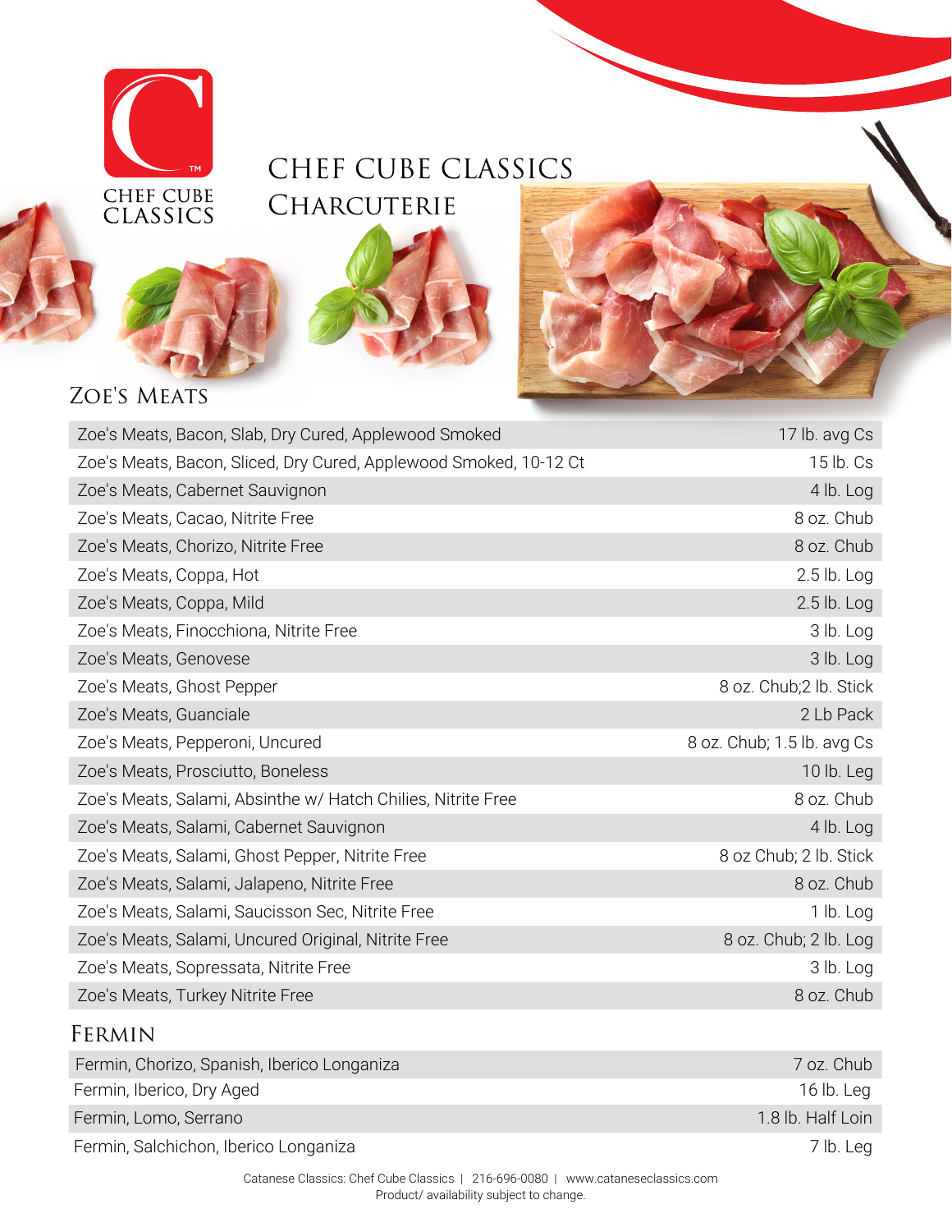CHEF CUBE CLASSICS

# CHEF CUBE CLASSICS CHARCUTERIE

## ZOE'S MEATS

| Product | Pack |
|---|---|
| Zoe's Meats, Bacon, Slab, Dry Cured, Applewood Smoked | 17 lb. avg Cs |
| Zoe's Meats, Bacon, Sliced, Dry Cured, Applewood Smoked, 10-12 Ct | 15 lb. Cs |
| Zoe's Meats, Cabernet Sauvignon | 4 lb. Log |
| Zoe's Meats, Cacao, Nitrite Free | 8 oz. Chub |
| Zoe's Meats, Chorizo, Nitrite Free | 8 oz. Chub |
| Zoe's Meats, Coppa, Hot | 2.5 lb. Log |
| Zoe's Meats, Coppa, Mild | 2.5 lb. Log |
| Zoe's Meats, Finocchiona, Nitrite Free | 3 lb. Log |
| Zoe's Meats, Genovese | 3 lb. Log |
| Zoe's Meats, Ghost Pepper | 8 oz. Chub;2 lb. Stick |
| Zoe's Meats, Guanciale | 2 Lb Pack |
| Zoe's Meats, Pepperoni, Uncured | 8 oz. Chub; 1.5 lb. avg Cs |
| Zoe's Meats, Prosciutto, Boneless | 10 lb. Leg |
| Zoe's Meats, Salami, Absinthe w/ Hatch Chilies, Nitrite Free | 8 oz. Chub |
| Zoe's Meats, Salami, Cabernet Sauvignon | 4 lb. Log |
| Zoe's Meats, Salami, Ghost Pepper, Nitrite Free | 8 oz Chub; 2 lb. Stick |
| Zoe's Meats, Salami, Jalapeno, Nitrite Free | 8 oz. Chub |
| Zoe's Meats, Salami, Saucisson Sec, Nitrite Free | 1 lb. Log |
| Zoe's Meats, Salami, Uncured Original, Nitrite Free | 8 oz. Chub; 2 lb. Log |
| Zoe's Meats, Sopressata, Nitrite Free | 3 lb. Log |
| Zoe's Meats, Turkey Nitrite Free | 8 oz. Chub |

## FERMIN

| Product | Pack |
|---|---|
| Fermin, Chorizo, Spanish, Iberico Longaniza | 7 oz. Chub |
| Fermin, Iberico, Dry Aged | 16 lb. Leg |
| Fermin, Lomo, Serrano | 1.8 lb. Half Loin |
| Fermin, Salchichon, Iberico Longaniza | 7 lb. Leg |

Catanese Classics: Chef Cube Classics | 216-696-0080 | www.cataneseclassics.com
Product/ availability subject to change.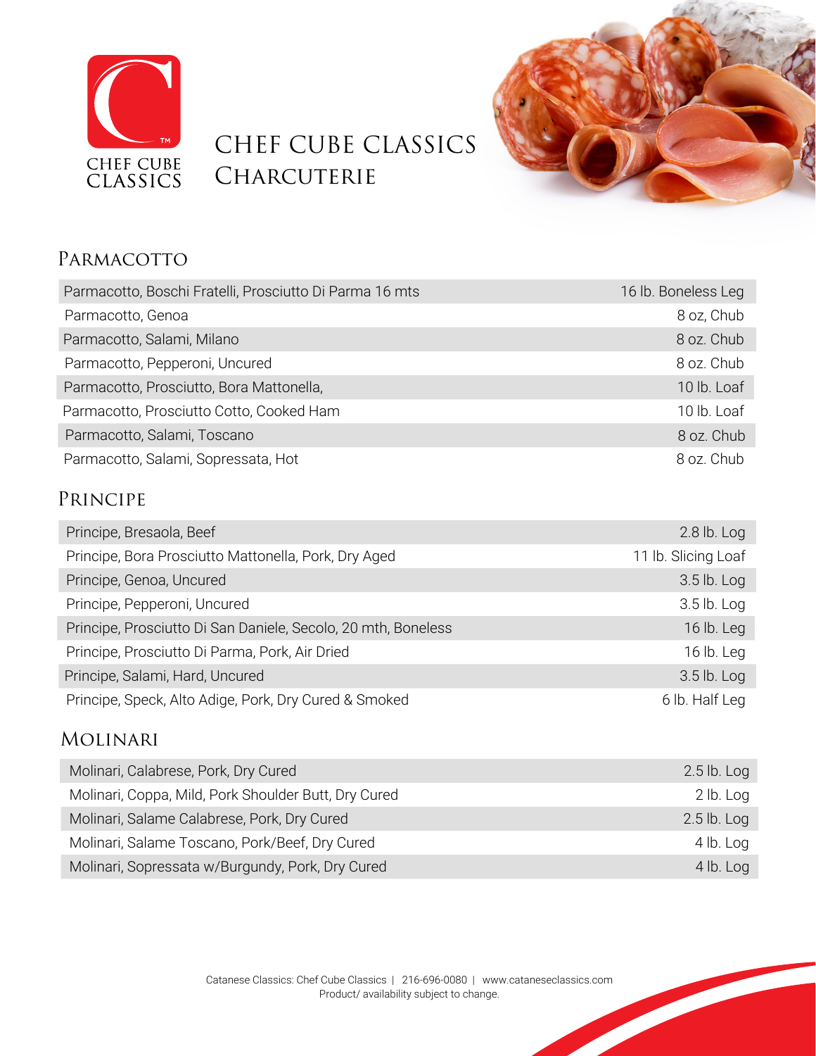# Chef Cube Classics Charcuterie

## Parmacotto

| Product | Size |
|---|---|
| Parmacotto, Boschi Fratelli, Prosciutto Di Parma 16 mts | 16 lb. Boneless Leg |
| Parmacotto, Genoa | 8 oz, Chub |
| Parmacotto, Salami, Milano | 8 oz. Chub |
| Parmacotto, Pepperoni, Uncured | 8 oz. Chub |
| Parmacotto, Prosciutto, Bora Mattonella, | 10 lb. Loaf |
| Parmacotto, Prosciutto Cotto, Cooked Ham | 10 lb. Loaf |
| Parmacotto, Salami, Toscano | 8 oz. Chub |
| Parmacotto, Salami, Sopressata, Hot | 8 oz. Chub |

## Principe

| Product | Size |
|---|---|
| Principe, Bresaola, Beef | 2.8 lb. Log |
| Principe, Bora Prosciutto Mattonella, Pork, Dry Aged | 11 lb. Slicing Loaf |
| Principe, Genoa, Uncured | 3.5 lb. Log |
| Principe, Pepperoni, Uncured | 3.5 lb. Log |
| Principe, Prosciutto Di San Daniele, Secolo, 20 mth, Boneless | 16 lb. Leg |
| Principe, Prosciutto Di Parma, Pork, Air Dried | 16 lb. Leg |
| Principe, Salami, Hard, Uncured | 3.5 lb. Log |
| Principe, Speck, Alto Adige, Pork, Dry Cured & Smoked | 6 lb. Half Leg |

## Molinari

| Product | Size |
|---|---|
| Molinari, Calabrese, Pork, Dry Cured | 2.5 lb. Log |
| Molinari, Coppa, Mild, Pork Shoulder Butt, Dry Cured | 2 lb. Log |
| Molinari, Salame Calabrese, Pork, Dry Cured | 2.5 lb. Log |
| Molinari, Salame Toscano, Pork/Beef, Dry Cured | 4 lb. Log |
| Molinari, Sopressata w/Burgundy, Pork, Dry Cured | 4 lb. Log |

Catanese Classics: Chef Cube Classics | 216-696-0080 | www.catanesecla ssics.com
Product/ availability subject to change.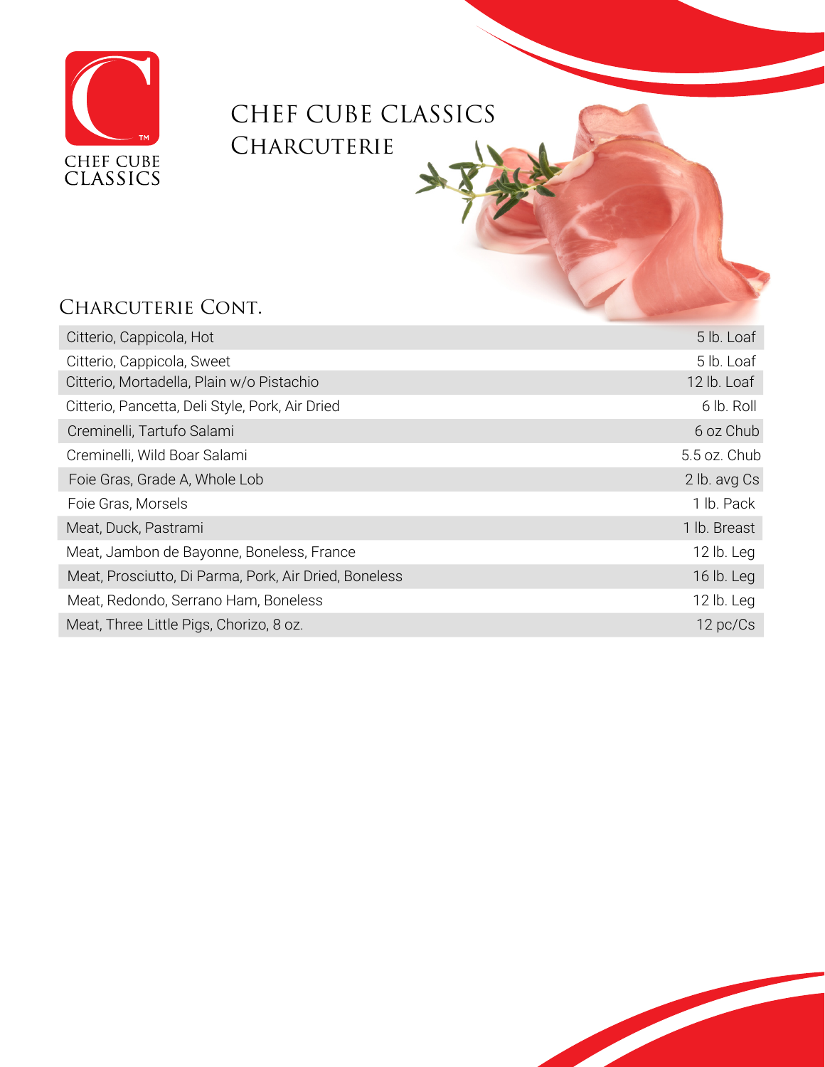CHEF CUBE CLASSICS

# Chef Cube Classics Charcuterie

## Charcuterie Cont.

| | |
|---|---|
| Citterio, Cappicola, Hot | 5 lb. Loaf |
| Citterio, Cappicola, Sweet | 5 lb. Loaf |
| Citterio, Mortadella, Plain w/o Pistachio | 12 lb. Loaf |
| Citterio, Pancetta, Deli Style, Pork, Air Dried | 6 lb. Roll |
| Creminelli, Tartufo Salami | 6 oz Chub |
| Creminelli, Wild Boar Salami | 5.5 oz. Chub |
| Foie Gras, Grade A, Whole Lob | 2 lb. avg Cs |
| Foie Gras, Morsels | 1 lb. Pack |
| Meat, Duck, Pastrami | 1 lb. Breast |
| Meat, Jambon de Bayonne, Boneless, France | 12 lb. Leg |
| Meat, Prosciutto, Di Parma, Pork, Air Dried, Boneless | 16 lb. Leg |
| Meat, Redondo, Serrano Ham, Boneless | 12 lb. Leg |
| Meat, Three Little Pigs, Chorizo, 8 oz. | 12 pc/Cs |